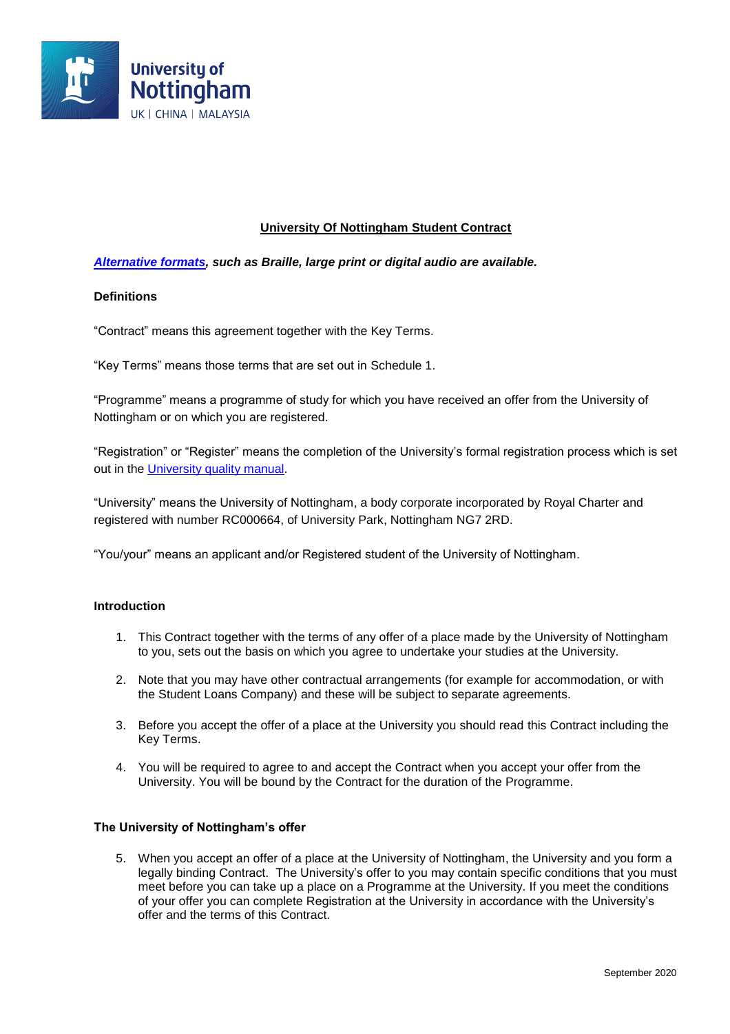# University Of Nottingham Student Contract

***Alternative formats*, such as Braille, large print or digital audio are available.**

## Definitions

"Contract" means this agreement together with the Key Terms.

"Key Terms" means those terms that are set out in Schedule 1.

"Programme" means a programme of study for which you have received an offer from the University of Nottingham or on which you are registered.

"Registration" or "Register" means the completion of the University's formal registration process which is set out in the University quality manual.

"University" means the University of Nottingham, a body corporate incorporated by Royal Charter and registered with number RC000664, of University Park, Nottingham NG7 2RD.

"You/your" means an applicant and/or Registered student of the University of Nottingham.

## Introduction

1. This Contract together with the terms of any offer of a place made by the University of Nottingham to you, sets out the basis on which you agree to undertake your studies at the University.

2. Note that you may have other contractual arrangements (for example for accommodation, or with the Student Loans Company) and these will be subject to separate agreements.

3. Before you accept the offer of a place at the University you should read this Contract including the Key Terms.

4. You will be required to agree to and accept the Contract when you accept your offer from the University. You will be bound by the Contract for the duration of the Programme.

## The University of Nottingham's offer

5. When you accept an offer of a place at the University of Nottingham, the University and you form a legally binding Contract. The University's offer to you may contain specific conditions that you must meet before you can take up a place on a Programme at the University. If you meet the conditions of your offer you can complete Registration at the University in accordance with the University's offer and the terms of this Contract.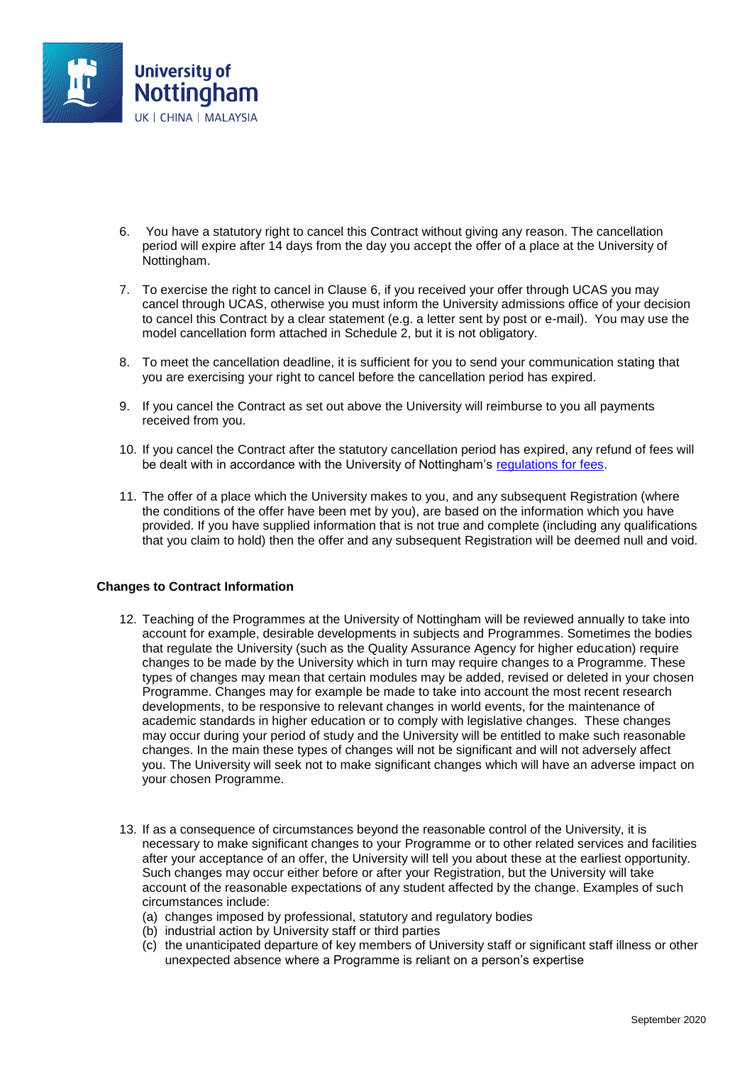6. You have a statutory right to cancel this Contract without giving any reason. The cancellation period will expire after 14 days from the day you accept the offer of a place at the University of Nottingham.

7. To exercise the right to cancel in Clause 6, if you received your offer through UCAS you may cancel through UCAS, otherwise you must inform the University admissions office of your decision to cancel this Contract by a clear statement (e.g. a letter sent by post or e-mail). You may use the model cancellation form attached in Schedule 2, but it is not obligatory.

8. To meet the cancellation deadline, it is sufficient for you to send your communication stating that you are exercising your right to cancel before the cancellation period has expired.

9. If you cancel the Contract as set out above the University will reimburse to you all payments received from you.

10. If you cancel the Contract after the statutory cancellation period has expired, any refund of fees will be dealt with in accordance with the University of Nottingham's regulations for fees.

11. The offer of a place which the University makes to you, and any subsequent Registration (where the conditions of the offer have been met by you), are based on the information which you have provided. If you have supplied information that is not true and complete (including any qualifications that you claim to hold) then the offer and any subsequent Registration will be deemed null and void.

**Changes to Contract Information**

12. Teaching of the Programmes at the University of Nottingham will be reviewed annually to take into account for example, desirable developments in subjects and Programmes. Sometimes the bodies that regulate the University (such as the Quality Assurance Agency for higher education) require changes to be made by the University which in turn may require changes to a Programme. These types of changes may mean that certain modules may be added, revised or deleted in your chosen Programme. Changes may for example be made to take into account the most recent research developments, to be responsive to relevant changes in world events, for the maintenance of academic standards in higher education or to comply with legislative changes. These changes may occur during your period of study and the University will be entitled to make such reasonable changes. In the main these types of changes will not be significant and will not adversely affect you. The University will seek not to make significant changes which will have an adverse impact on your chosen Programme.

13. If as a consequence of circumstances beyond the reasonable control of the University, it is necessary to make significant changes to your Programme or to other related services and facilities after your acceptance of an offer, the University will tell you about these at the earliest opportunity. Such changes may occur either before or after your Registration, but the University will take account of the reasonable expectations of any student affected by the change. Examples of such circumstances include:
    (a) changes imposed by professional, statutory and regulatory bodies
    (b) industrial action by University staff or third parties
    (c) the unanticipated departure of key members of University staff or significant staff illness or other unexpected absence where a Programme is reliant on a person's expertise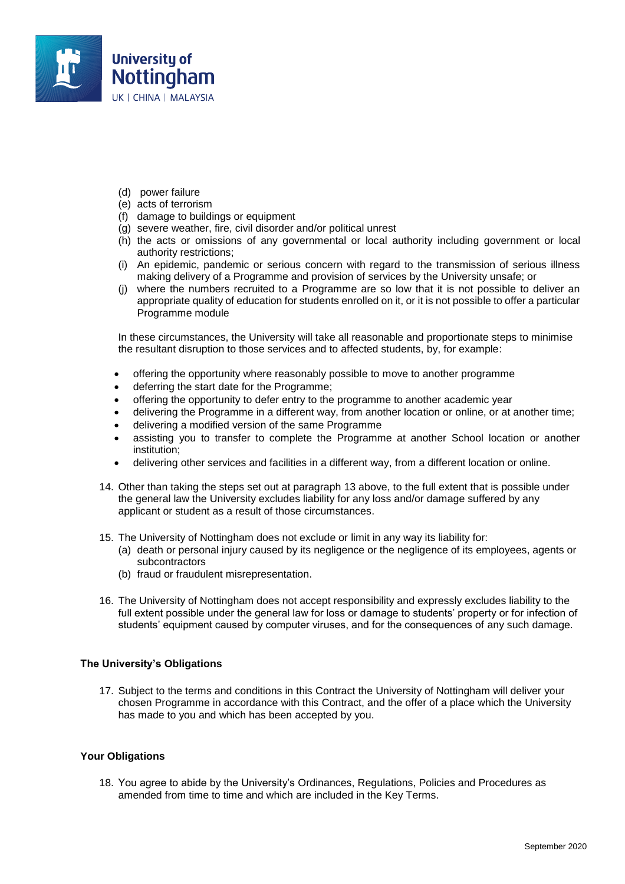(d) power failure
(e) acts of terrorism
(f) damage to buildings or equipment
(g) severe weather, fire, civil disorder and/or political unrest
(h) the acts or omissions of any governmental or local authority including government or local authority restrictions;
(i) An epidemic, pandemic or serious concern with regard to the transmission of serious illness making delivery of a Programme and provision of services by the University unsafe; or
(j) where the numbers recruited to a Programme are so low that it is not possible to deliver an appropriate quality of education for students enrolled on it, or it is not possible to offer a particular Programme module

In these circumstances, the University will take all reasonable and proportionate steps to minimise the resultant disruption to those services and to affected students, by, for example:

- offering the opportunity where reasonably possible to move to another programme
- deferring the start date for the Programme;
- offering the opportunity to defer entry to the programme to another academic year
- delivering the Programme in a different way, from another location or online, or at another time;
- delivering a modified version of the same Programme
- assisting you to transfer to complete the Programme at another School location or another institution;
- delivering other services and facilities in a different way, from a different location or online.

14. Other than taking the steps set out at paragraph 13 above, to the full extent that is possible under the general law the University excludes liability for any loss and/or damage suffered by any applicant or student as a result of those circumstances.

15. The University of Nottingham does not exclude or limit in any way its liability for:
    (a) death or personal injury caused by its negligence or the negligence of its employees, agents or subcontractors
    (b) fraud or fraudulent misrepresentation.

16. The University of Nottingham does not accept responsibility and expressly excludes liability to the full extent possible under the general law for loss or damage to students' property or for infection of students' equipment caused by computer viruses, and for the consequences of any such damage.

**The University's Obligations**

17. Subject to the terms and conditions in this Contract the University of Nottingham will deliver your chosen Programme in accordance with this Contract, and the offer of a place which the University has made to you and which has been accepted by you.

**Your Obligations**

18. You agree to abide by the University's Ordinances, Regulations, Policies and Procedures as amended from time to time and which are included in the Key Terms.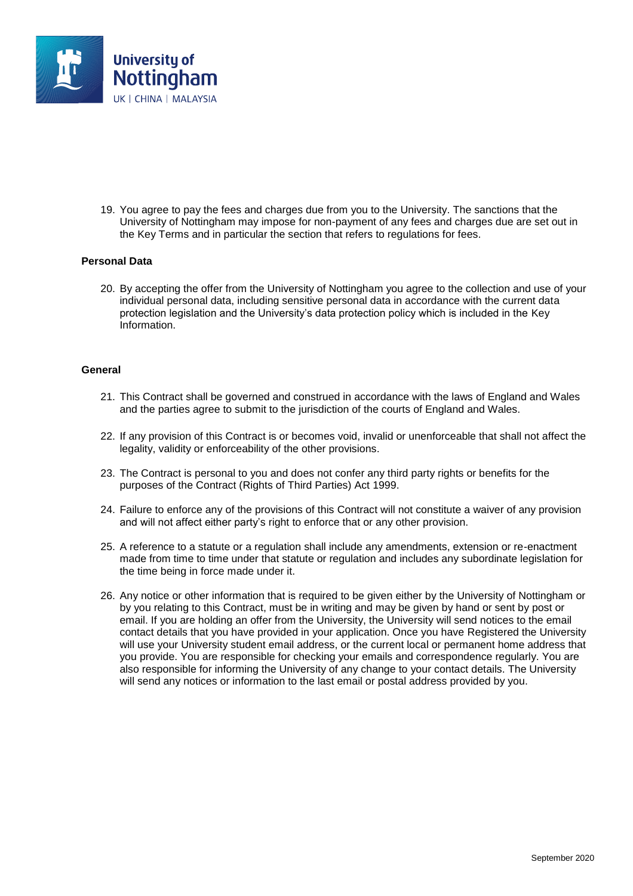19. You agree to pay the fees and charges due from you to the University. The sanctions that the University of Nottingham may impose for non-payment of any fees and charges due are set out in the Key Terms and in particular the section that refers to regulations for fees.

**Personal Data**

20. By accepting the offer from the University of Nottingham you agree to the collection and use of your individual personal data, including sensitive personal data in accordance with the current data protection legislation and the University's data protection policy which is included in the Key Information.

**General**

21. This Contract shall be governed and construed in accordance with the laws of England and Wales and the parties agree to submit to the jurisdiction of the courts of England and Wales.

22. If any provision of this Contract is or becomes void, invalid or unenforceable that shall not affect the legality, validity or enforceability of the other provisions.

23. The Contract is personal to you and does not confer any third party rights or benefits for the purposes of the Contract (Rights of Third Parties) Act 1999.

24. Failure to enforce any of the provisions of this Contract will not constitute a waiver of any provision and will not affect either party's right to enforce that or any other provision.

25. A reference to a statute or a regulation shall include any amendments, extension or re-enactment made from time to time under that statute or regulation and includes any subordinate legislation for the time being in force made under it.

26. Any notice or other information that is required to be given either by the University of Nottingham or by you relating to this Contract, must be in writing and may be given by hand or sent by post or email. If you are holding an offer from the University, the University will send notices to the email contact details that you have provided in your application. Once you have Registered the University will use your University student email address, or the current local or permanent home address that you provide. You are responsible for checking your emails and correspondence regularly. You are also responsible for informing the University of any change to your contact details. The University will send any notices or information to the last email or postal address provided by you.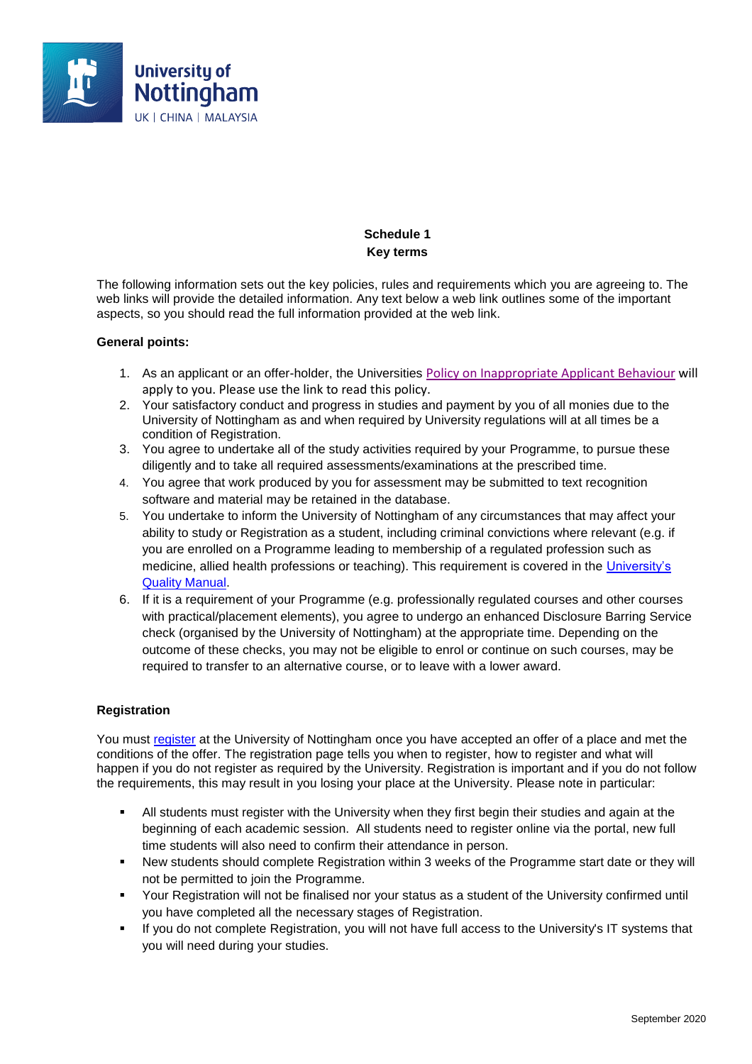**Schedule 1**
**Key terms**

The following information sets out the key policies, rules and requirements which you are agreeing to. The web links will provide the detailed information. Any text below a web link outlines some of the important aspects, so you should read the full information provided at the web link.

**General points:**

1. As an applicant or an offer-holder, the Universities Policy on Inappropriate Applicant Behaviour will apply to you. Please use the link to read this policy.
2. Your satisfactory conduct and progress in studies and payment by you of all monies due to the University of Nottingham as and when required by University regulations will at all times be a condition of Registration.
3. You agree to undertake all of the study activities required by your Programme, to pursue these diligently and to take all required assessments/examinations at the prescribed time.
4. You agree that work produced by you for assessment may be submitted to text recognition software and material may be retained in the database.
5. You undertake to inform the University of Nottingham of any circumstances that may affect your ability to study or Registration as a student, including criminal convictions where relevant (e.g. if you are enrolled on a Programme leading to membership of a regulated profession such as medicine, allied health professions or teaching). This requirement is covered in the University's Quality Manual.
6. If it is a requirement of your Programme (e.g. professionally regulated courses and other courses with practical/placement elements), you agree to undergo an enhanced Disclosure Barring Service check (organised by the University of Nottingham) at the appropriate time. Depending on the outcome of these checks, you may not be eligible to enrol or continue on such courses, may be required to transfer to an alternative course, or to leave with a lower award.

**Registration**

You must register at the University of Nottingham once you have accepted an offer of a place and met the conditions of the offer. The registration page tells you when to register, how to register and what will happen if you do not register as required by the University. Registration is important and if you do not follow the requirements, this may result in you losing your place at the University. Please note in particular:

- All students must register with the University when they first begin their studies and again at the beginning of each academic session. All students need to register online via the portal, new full time students will also need to confirm their attendance in person.
- New students should complete Registration within 3 weeks of the Programme start date or they will not be permitted to join the Programme.
- Your Registration will not be finalised nor your status as a student of the University confirmed until you have completed all the necessary stages of Registration.
- If you do not complete Registration, you will not have full access to the University's IT systems that you will need during your studies.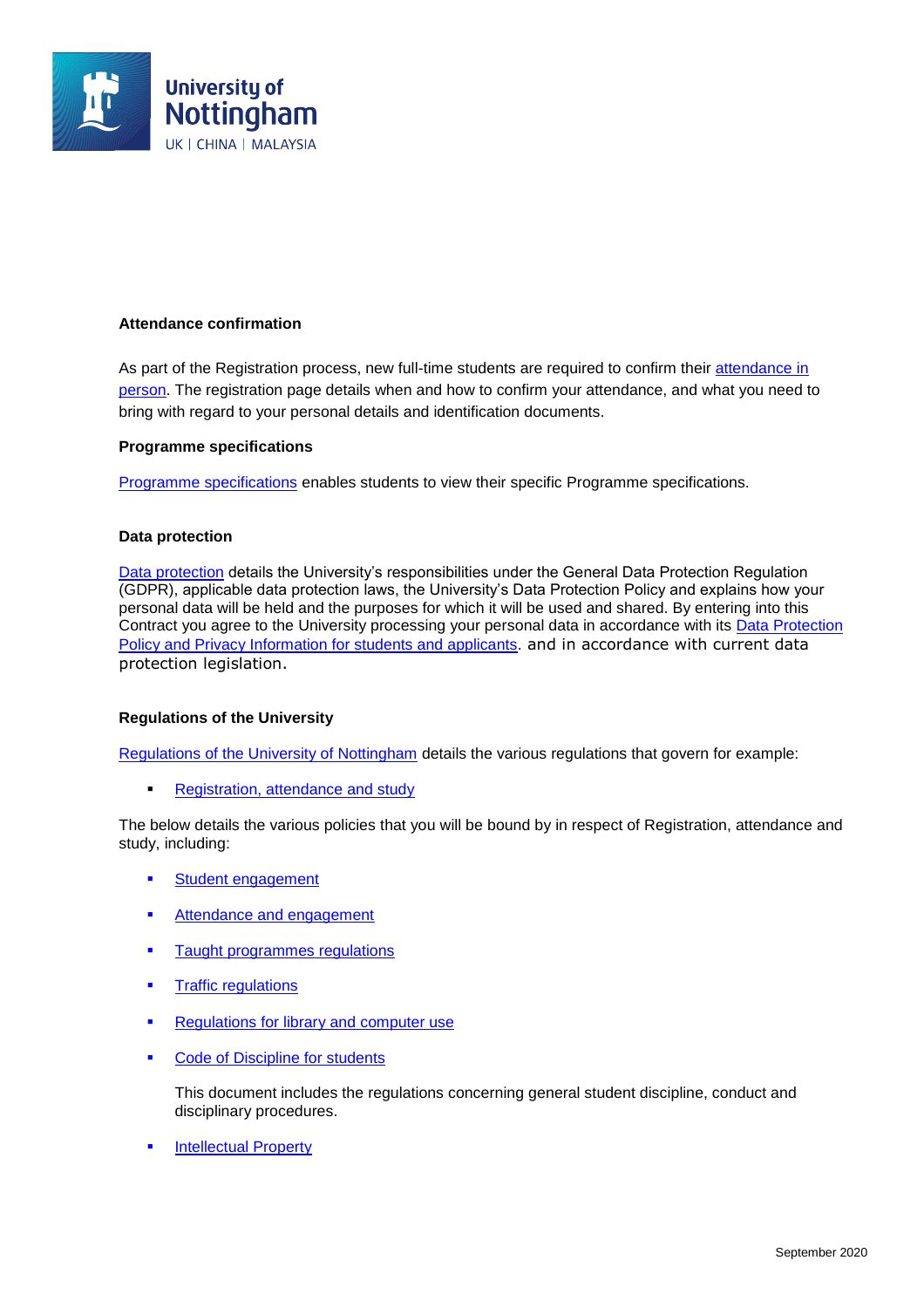**Attendance confirmation**

As part of the Registration process, new full-time students are required to confirm their attendance in person. The registration page details when and how to confirm your attendance, and what you need to bring with regard to your personal details and identification documents.

**Programme specifications**

Programme specifications enables students to view their specific Programme specifications.

**Data protection**

Data protection details the University's responsibilities under the General Data Protection Regulation (GDPR), applicable data protection laws, the University's Data Protection Policy and explains how your personal data will be held and the purposes for which it will be used and shared. By entering into this Contract you agree to the University processing your personal data in accordance with its Data Protection Policy and Privacy Information for students and applicants. and in accordance with current data protection legislation.

**Regulations of the University**

Regulations of the University of Nottingham details the various regulations that govern for example:

- Registration, attendance and study

The below details the various policies that you will be bound by in respect of Registration, attendance and study, including:

- Student engagement
- Attendance and engagement
- Taught programmes regulations
- Traffic regulations
- Regulations for library and computer use
- Code of Discipline for students

  This document includes the regulations concerning general student discipline, conduct and disciplinary procedures.
- Intellectual Property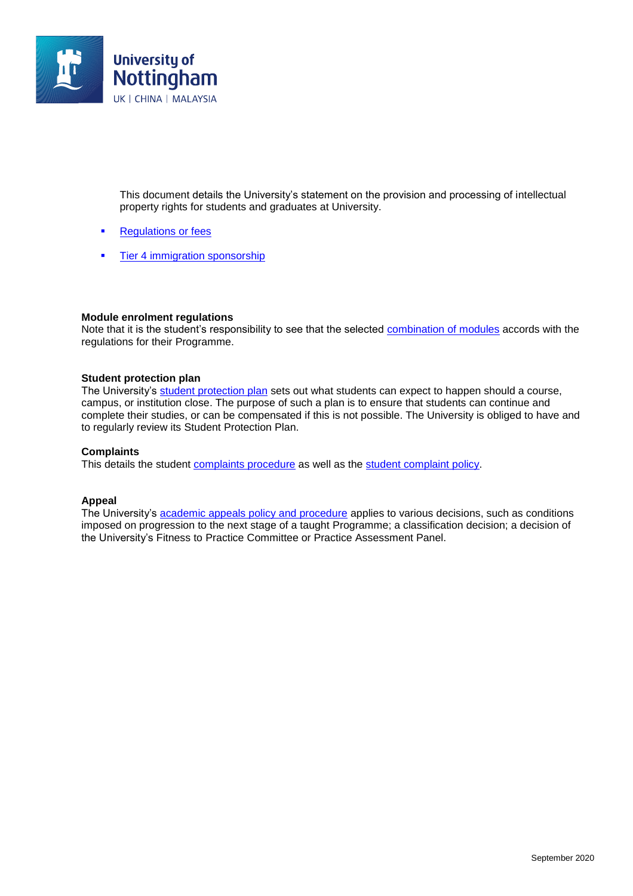This document details the University's statement on the provision and processing of intellectual property rights for students and graduates at University.

- Regulations or fees
- Tier 4 immigration sponsorship

**Module enrolment regulations**
Note that it is the student's responsibility to see that the selected combination of modules accords with the regulations for their Programme.

**Student protection plan**
The University's student protection plan sets out what students can expect to happen should a course, campus, or institution close. The purpose of such a plan is to ensure that students can continue and complete their studies, or can be compensated if this is not possible. The University is obliged to have and to regularly review its Student Protection Plan.

**Complaints**
This details the student complaints procedure as well as the student complaint policy.

**Appeal**
The University's academic appeals policy and procedure applies to various decisions, such as conditions imposed on progression to the next stage of a taught Programme; a classification decision; a decision of the University's Fitness to Practice Committee or Practice Assessment Panel.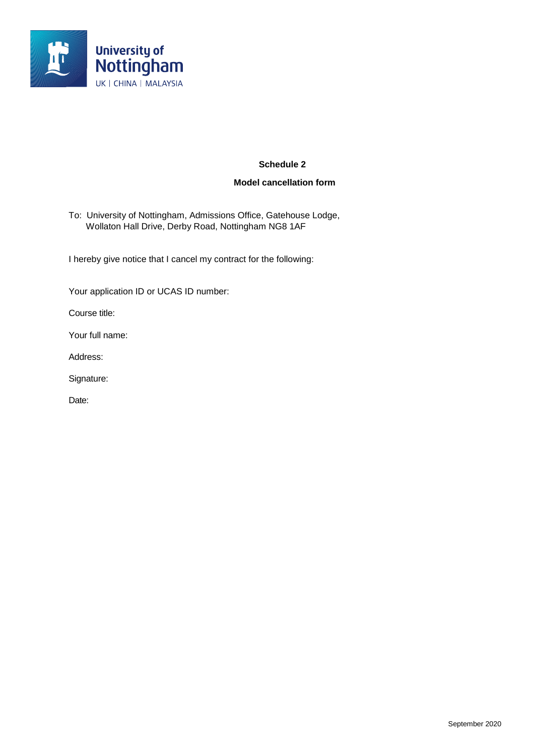**Schedule 2**

**Model cancellation form**

To: University of Nottingham, Admissions Office, Gatehouse Lodge, Wollaton Hall Drive, Derby Road, Nottingham NG8 1AF

I hereby give notice that I cancel my contract for the following:

Your application ID or UCAS ID number:

Course title:

Your full name:

Address:

Signature:

Date:

September 2020